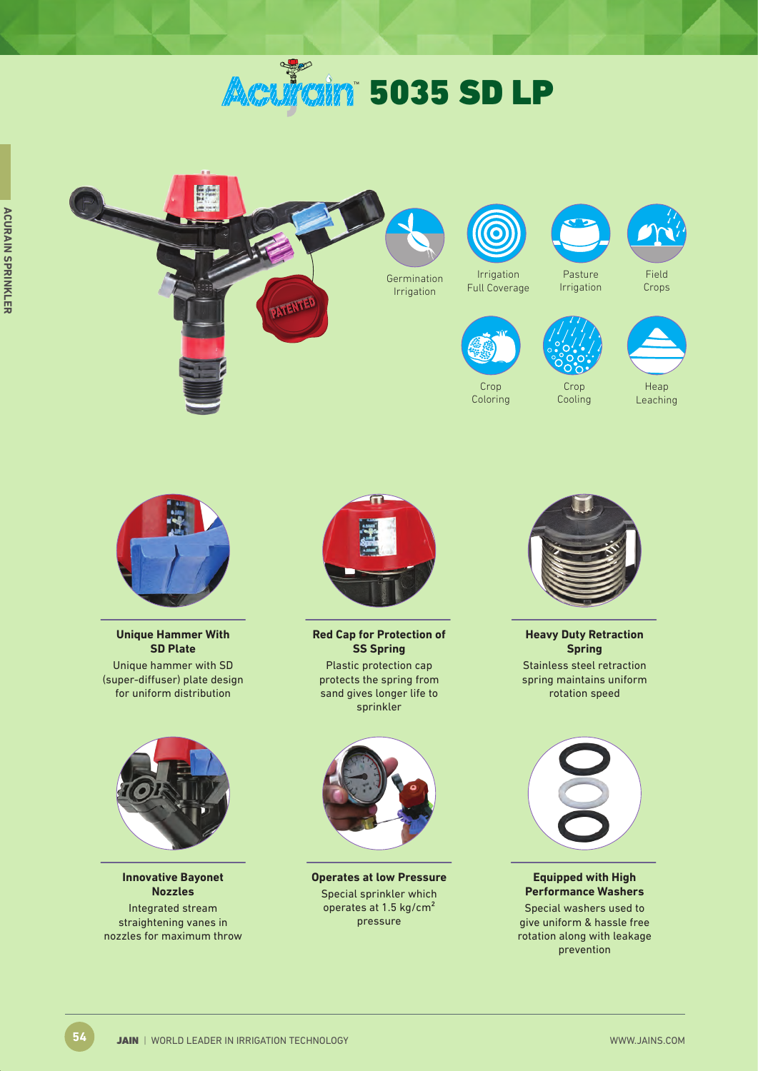# Acurain™ 5035 SD LP

Germination Irrigation

Irrigation Full Coverage

Pasture Irrigation

Field Crops

Crop Coloring

Crop Cooling

Heap Leaching

**Unique Hammer With SD Plate**

Unique hammer with SD (super-diffuser) plate design for uniform distribution

**Red Cap for Protection of SS Spring**

Plastic protection cap protects the spring from sand gives longer life to sprinkler

**Heavy Duty Retraction Spring**

Stainless steel retraction spring maintains uniform rotation speed

**Innovative Bayonet Nozzles**

Integrated stream straightening vanes in nozzles for maximum throw

**Operates at low Pressure**

Special sprinkler which operates at 1.5 kg/cm$^2$ pressure

**Equipped with High Performance Washers**

Special washers used to give uniform & hassle free rotation along with leakage prevention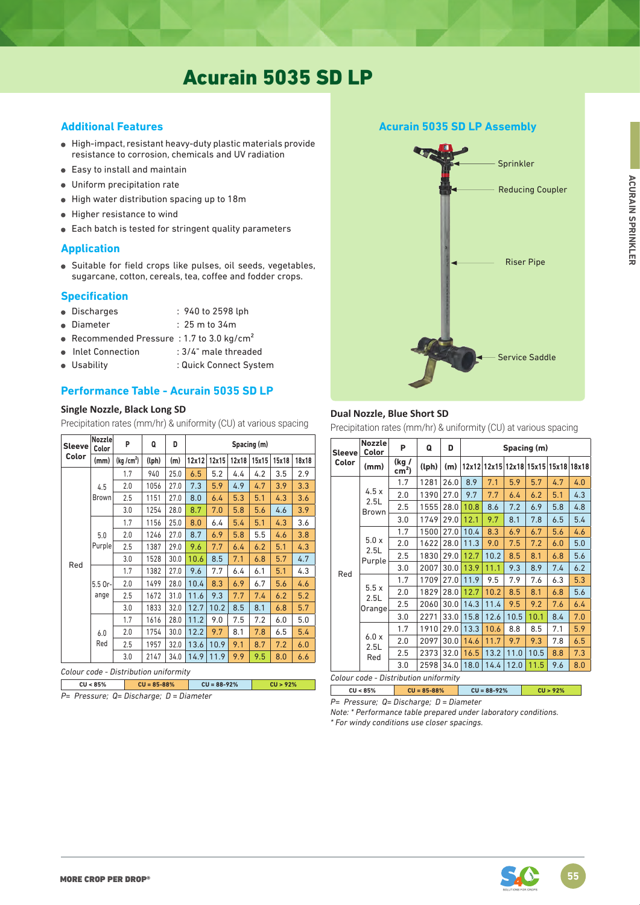# Acurain 5035 SD LP

## Additional Features

- High-impact, resistant heavy-duty plastic materials provide resistance to corrosion, chemicals and UV radiation
- Easy to install and maintain
- Uniform precipitation rate
- High water distribution spacing up to 18m
- Higher resistance to wind
- Each batch is tested for stringent quality parameters

## Application

- Suitable for field crops like pulses, oil seeds, vegetables, sugarcane, cotton, cereals, tea, coffee and fodder crops.

## Specification

- Discharges : 940 to 2598 lph
- Diameter : 25 m to 34m
- Recommended Pressure : 1.7 to 3.0 kg/cm$^2$
- Inlet Connection : 3/4" male threaded
- Usability : Quick Connect System

## Acurain 5035 SD LP Assembly

Sprinkler

Reducing Coupler

Riser Pipe

Service Saddle

## Performance Table - Acurain 5035 SD LP

### Single Nozzle, Black Long SD

Precipitation rates (mm/hr) & uniformity (CU) at various spacing

| Sleeve Color | Nozzle Color (mm) | P (kg/cm$^2$) | Q (lph) | D (m) | 12x12 | 12x15 | 12x18 | 15x15 | 15x18 | 18x18 |
|---|---|---|---|---|---|---|---|---|---|---|
| Red | 4.5 Brown | 1.7 | 940 | 25.0 | 6.5 | 5.2 | 4.4 | 4.2 | 3.5 | 2.9 |
| | | 2.0 | 1056 | 27.0 | 7.3 | 5.9 | 4.9 | 4.7 | 3.9 | 3.3 |
| | | 2.5 | 1151 | 27.0 | 8.0 | 6.4 | 5.3 | 5.1 | 4.3 | 3.6 |
| | | 3.0 | 1254 | 28.0 | 8.7 | 7.0 | 5.8 | 5.6 | 4.6 | 3.9 |
| | 5.0 Purple | 1.7 | 1156 | 25.0 | 8.0 | 6.4 | 5.4 | 5.1 | 4.3 | 3.6 |
| | | 2.0 | 1246 | 27.0 | 8.7 | 6.9 | 5.8 | 5.5 | 4.6 | 3.8 |
| | | 2.5 | 1387 | 29.0 | 9.6 | 7.7 | 6.4 | 6.2 | 5.1 | 4.3 |
| | | 3.0 | 1528 | 30.0 | 10.6 | 8.5 | 7.1 | 6.8 | 5.7 | 4.7 |
| | 5.5 Orange | 1.7 | 1382 | 27.0 | 9.6 | 7.7 | 6.4 | 6.1 | 5.1 | 4.3 |
| | | 2.0 | 1499 | 28.0 | 10.4 | 8.3 | 6.9 | 6.7 | 5.6 | 4.6 |
| | | 2.5 | 1672 | 31.0 | 11.6 | 9.3 | 7.7 | 7.4 | 6.2 | 5.2 |
| | | 3.0 | 1833 | 32.0 | 12.7 | 10.2 | 8.5 | 8.1 | 6.8 | 5.7 |
| | 6.0 Red | 1.7 | 1616 | 28.0 | 11.2 | 9.0 | 7.5 | 7.2 | 6.0 | 5.0 |
| | | 2.0 | 1754 | 30.0 | 12.2 | 9.7 | 8.1 | 7.8 | 6.5 | 5.4 |
| | | 2.5 | 1957 | 32.0 | 13.6 | 10.9 | 9.1 | 8.7 | 7.2 | 6.0 |
| | | 3.0 | 2147 | 34.0 | 14.9 | 11.9 | 9.9 | 9.5 | 8.0 | 6.6 |

*Colour code - Distribution uniformity*

| CU < 85% | CU = 85-88% | CU = 88-92% | CU > 92% |
|---|---|---|---|

*P= Pressure; Q= Discharge; D = Diameter*

### Dual Nozzle, Blue Short SD

Precipitation rates (mm/hr) & uniformity (CU) at various spacing

| Sleeve Color | Nozzle Color (mm) | P (kg/cm$^2$) | Q (lph) | D (m) | 12x12 | 12x15 | 12x18 | 15x15 | 15x18 | 18x18 |
|---|---|---|---|---|---|---|---|---|---|---|
| Red | 4.5 x 2.5L Brown | 1.7 | 1281 | 26.0 | 8.9 | 7.1 | 5.9 | 5.7 | 4.7 | 4.0 |
| | | 2.0 | 1390 | 27.0 | 9.7 | 7.7 | 6.4 | 6.2 | 5.1 | 4.3 |
| | | 2.5 | 1555 | 28.0 | 10.8 | 8.6 | 7.2 | 6.9 | 5.8 | 4.8 |
| | | 3.0 | 1749 | 29.0 | 12.1 | 9.7 | 8.1 | 7.8 | 6.5 | 5.4 |
| | 5.0 x 2.5L Purple | 1.7 | 1500 | 27.0 | 10.4 | 8.3 | 6.9 | 6.7 | 5.6 | 4.6 |
| | | 2.0 | 1622 | 28.0 | 11.3 | 9.0 | 7.5 | 7.2 | 6.0 | 5.0 |
| | | 2.5 | 1830 | 29.0 | 12.7 | 10.2 | 8.5 | 8.1 | 6.8 | 5.6 |
| | | 3.0 | 2007 | 30.0 | 13.9 | 11.1 | 9.3 | 8.9 | 7.4 | 6.2 |
| | 5.5 x 2.5L Orange | 1.7 | 1709 | 27.0 | 11.9 | 9.5 | 7.9 | 7.6 | 6.3 | 5.3 |
| | | 2.0 | 1829 | 28.0 | 12.7 | 10.2 | 8.5 | 8.1 | 6.8 | 5.6 |
| | | 2.5 | 2060 | 30.0 | 14.3 | 11.4 | 9.5 | 9.2 | 7.6 | 6.4 |
| | | 3.0 | 2271 | 33.0 | 15.8 | 12.6 | 10.5 | 10.1 | 8.4 | 7.0 |
| | 6.0 x 2.5L Red | 1.7 | 1910 | 29.0 | 13.3 | 10.6 | 8.8 | 8.5 | 7.1 | 5.9 |
| | | 2.0 | 2097 | 30.0 | 14.6 | 11.7 | 9.7 | 9.3 | 7.8 | 6.5 |
| | | 2.5 | 2373 | 32.0 | 16.5 | 13.2 | 11.0 | 10.5 | 8.8 | 7.3 |
| | | 3.0 | 2598 | 34.0 | 18.0 | 14.4 | 12.0 | 11.5 | 9.6 | 8.0 |

*Colour code - Distribution uniformity*

| CU < 85% | CU = 85-88% | CU = 88-92% | CU > 92% |
|---|---|---|---|

*P= Pressure; Q= Discharge; D = Diameter*

*Note: * Performance table prepared under laboratory conditions.*

*\* For windy conditions use closer spacings.*

MORE CROP PER DROP®